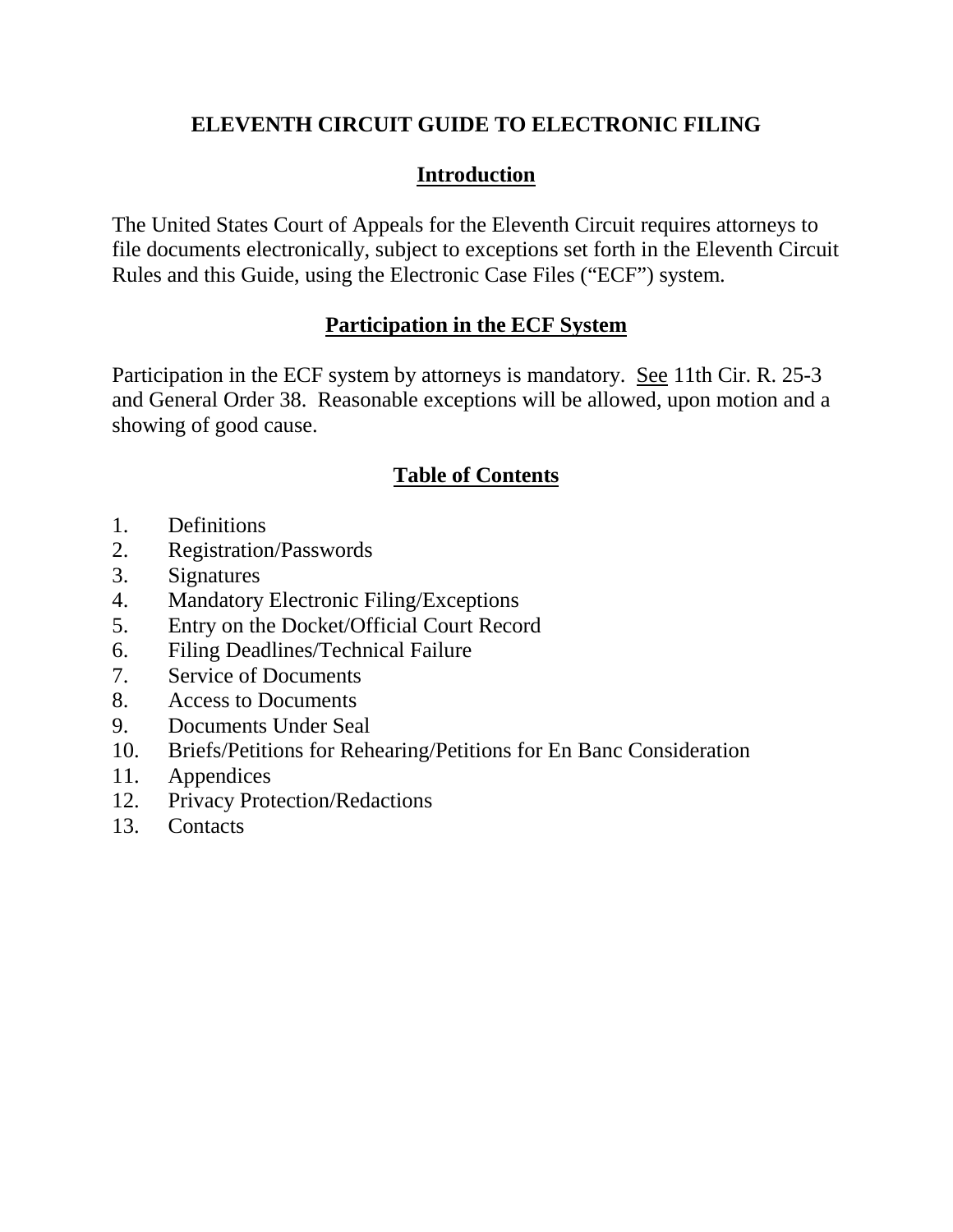# ELEVENTH CIRCUIT GUIDE TO ELECTRONIC FILING

## Introduction

The United States Court of Appeals for the Eleventh Circuit requires attorneys to file documents electronically, subject to exceptions set forth in the Eleventh Circuit Rules and this Guide, using the Electronic Case Files ("ECF") system.

## Participation in the ECF System

Participation in the ECF system by attorneys is mandatory. See 11th Cir. R. 25-3 and General Order 38. Reasonable exceptions will be allowed, upon motion and a showing of good cause.

## Table of Contents

1. Definitions
2. Registration/Passwords
3. Signatures
4. Mandatory Electronic Filing/Exceptions
5. Entry on the Docket/Official Court Record
6. Filing Deadlines/Technical Failure
7. Service of Documents
8. Access to Documents
9. Documents Under Seal
10. Briefs/Petitions for Rehearing/Petitions for En Banc Consideration
11. Appendices
12. Privacy Protection/Redactions
13. Contacts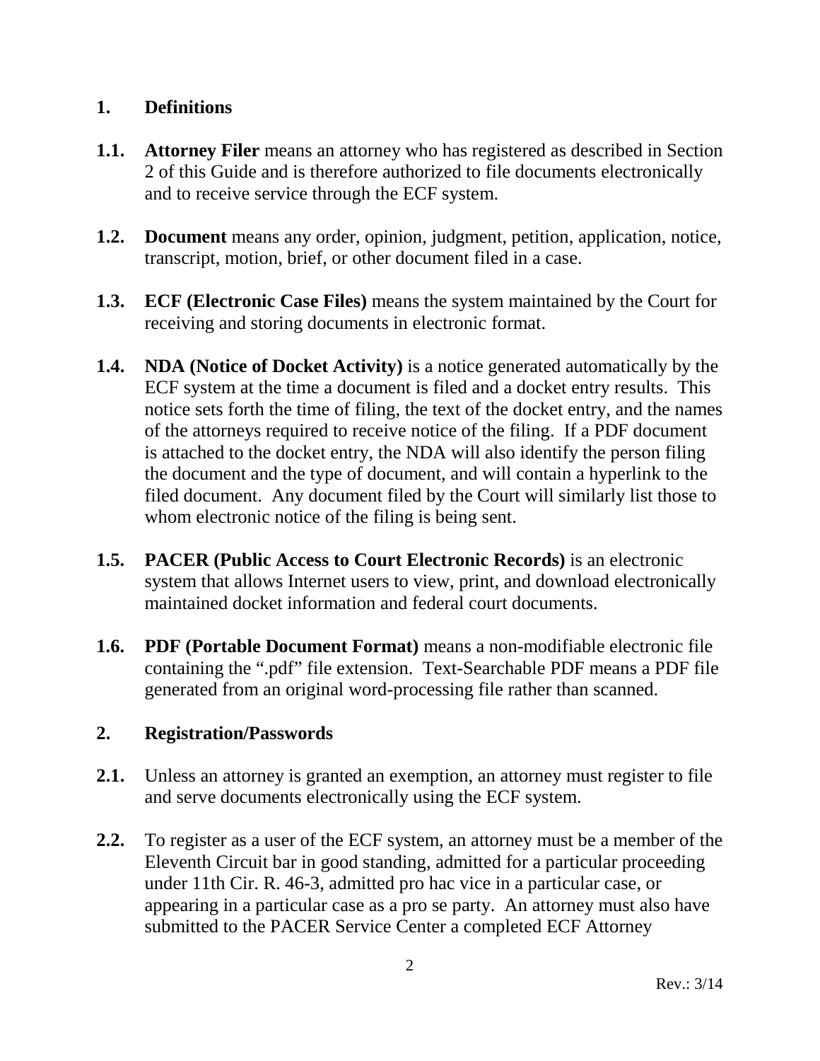## 1. Definitions

**1.1. Attorney Filer** means an attorney who has registered as described in Section 2 of this Guide and is therefore authorized to file documents electronically and to receive service through the ECF system.

**1.2. Document** means any order, opinion, judgment, petition, application, notice, transcript, motion, brief, or other document filed in a case.

**1.3. ECF (Electronic Case Files)** means the system maintained by the Court for receiving and storing documents in electronic format.

**1.4. NDA (Notice of Docket Activity)** is a notice generated automatically by the ECF system at the time a document is filed and a docket entry results. This notice sets forth the time of filing, the text of the docket entry, and the names of the attorneys required to receive notice of the filing. If a PDF document is attached to the docket entry, the NDA will also identify the person filing the document and the type of document, and will contain a hyperlink to the filed document. Any document filed by the Court will similarly list those to whom electronic notice of the filing is being sent.

**1.5. PACER (Public Access to Court Electronic Records)** is an electronic system that allows Internet users to view, print, and download electronically maintained docket information and federal court documents.

**1.6. PDF (Portable Document Format)** means a non-modifiable electronic file containing the ".pdf" file extension. Text-Searchable PDF means a PDF file generated from an original word-processing file rather than scanned.

## 2. Registration/Passwords

**2.1.** Unless an attorney is granted an exemption, an attorney must register to file and serve documents electronically using the ECF system.

**2.2.** To register as a user of the ECF system, an attorney must be a member of the Eleventh Circuit bar in good standing, admitted for a particular proceeding under 11th Cir. R. 46-3, admitted pro hac vice in a particular case, or appearing in a particular case as a pro se party. An attorney must also have submitted to the PACER Service Center a completed ECF Attorney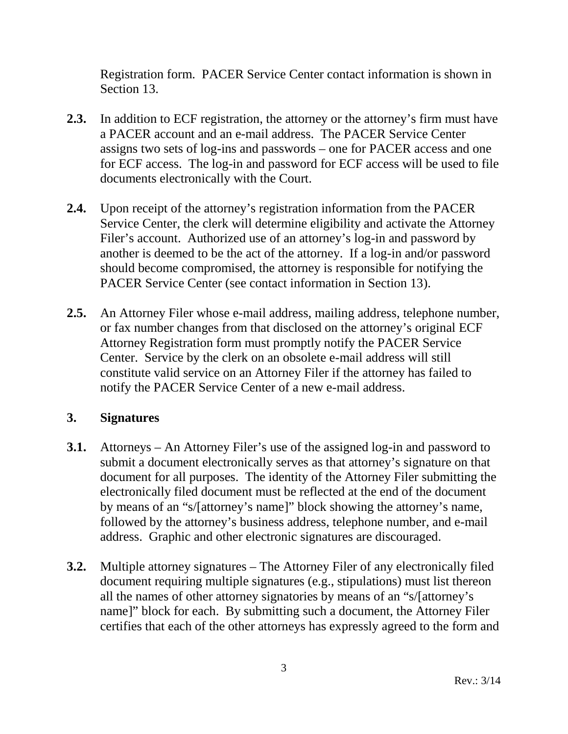Registration form. PACER Service Center contact information is shown in Section 13.

**2.3.** In addition to ECF registration, the attorney or the attorney's firm must have a PACER account and an e-mail address. The PACER Service Center assigns two sets of log-ins and passwords – one for PACER access and one for ECF access. The log-in and password for ECF access will be used to file documents electronically with the Court.

**2.4.** Upon receipt of the attorney's registration information from the PACER Service Center, the clerk will determine eligibility and activate the Attorney Filer's account. Authorized use of an attorney's log-in and password by another is deemed to be the act of the attorney. If a log-in and/or password should become compromised, the attorney is responsible for notifying the PACER Service Center (see contact information in Section 13).

**2.5.** An Attorney Filer whose e-mail address, mailing address, telephone number, or fax number changes from that disclosed on the attorney's original ECF Attorney Registration form must promptly notify the PACER Service Center. Service by the clerk on an obsolete e-mail address will still constitute valid service on an Attorney Filer if the attorney has failed to notify the PACER Service Center of a new e-mail address.

## 3. Signatures

**3.1.** Attorneys – An Attorney Filer's use of the assigned log-in and password to submit a document electronically serves as that attorney's signature on that document for all purposes. The identity of the Attorney Filer submitting the electronically filed document must be reflected at the end of the document by means of an "s/[attorney's name]" block showing the attorney's name, followed by the attorney's business address, telephone number, and e-mail address. Graphic and other electronic signatures are discouraged.

**3.2.** Multiple attorney signatures – The Attorney Filer of any electronically filed document requiring multiple signatures (e.g., stipulations) must list thereon all the names of other attorney signatories by means of an "s/[attorney's name]" block for each. By submitting such a document, the Attorney Filer certifies that each of the other attorneys has expressly agreed to the form and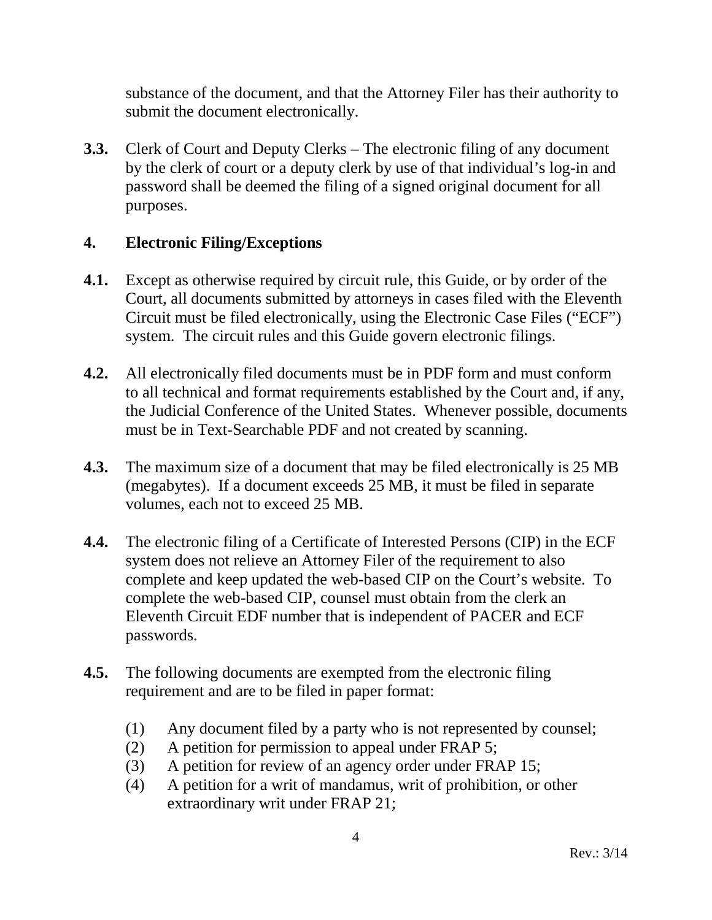substance of the document, and that the Attorney Filer has their authority to submit the document electronically.

**3.3.** Clerk of Court and Deputy Clerks – The electronic filing of any document by the clerk of court or a deputy clerk by use of that individual's log-in and password shall be deemed the filing of a signed original document for all purposes.

## 4. Electronic Filing/Exceptions

**4.1.** Except as otherwise required by circuit rule, this Guide, or by order of the Court, all documents submitted by attorneys in cases filed with the Eleventh Circuit must be filed electronically, using the Electronic Case Files ("ECF") system. The circuit rules and this Guide govern electronic filings.

**4.2.** All electronically filed documents must be in PDF form and must conform to all technical and format requirements established by the Court and, if any, the Judicial Conference of the United States. Whenever possible, documents must be in Text-Searchable PDF and not created by scanning.

**4.3.** The maximum size of a document that may be filed electronically is 25 MB (megabytes). If a document exceeds 25 MB, it must be filed in separate volumes, each not to exceed 25 MB.

**4.4.** The electronic filing of a Certificate of Interested Persons (CIP) in the ECF system does not relieve an Attorney Filer of the requirement to also complete and keep updated the web-based CIP on the Court's website. To complete the web-based CIP, counsel must obtain from the clerk an Eleventh Circuit EDF number that is independent of PACER and ECF passwords.

**4.5.** The following documents are exempted from the electronic filing requirement and are to be filed in paper format:

(1) Any document filed by a party who is not represented by counsel;
(2) A petition for permission to appeal under FRAP 5;
(3) A petition for review of an agency order under FRAP 15;
(4) A petition for a writ of mandamus, writ of prohibition, or other extraordinary writ under FRAP 21;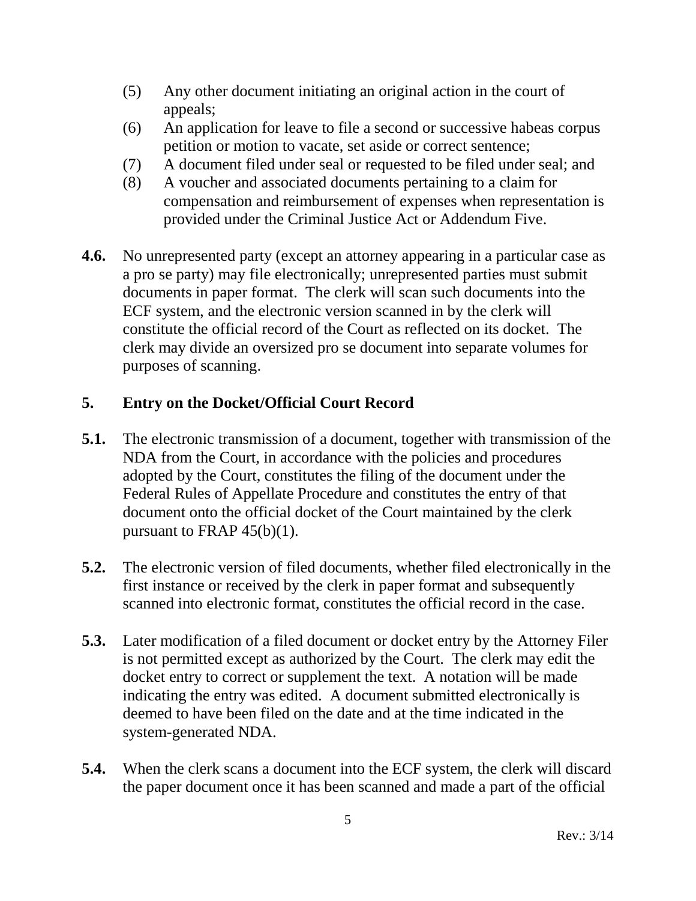(5) Any other document initiating an original action in the court of appeals;

(6) An application for leave to file a second or successive habeas corpus petition or motion to vacate, set aside or correct sentence;

(7) A document filed under seal or requested to be filed under seal; and

(8) A voucher and associated documents pertaining to a claim for compensation and reimbursement of expenses when representation is provided under the Criminal Justice Act or Addendum Five.

**4.6.** No unrepresented party (except an attorney appearing in a particular case as a pro se party) may file electronically; unrepresented parties must submit documents in paper format. The clerk will scan such documents into the ECF system, and the electronic version scanned in by the clerk will constitute the official record of the Court as reflected on its docket. The clerk may divide an oversized pro se document into separate volumes for purposes of scanning.

## 5. Entry on the Docket/Official Court Record

**5.1.** The electronic transmission of a document, together with transmission of the NDA from the Court, in accordance with the policies and procedures adopted by the Court, constitutes the filing of the document under the Federal Rules of Appellate Procedure and constitutes the entry of that document onto the official docket of the Court maintained by the clerk pursuant to FRAP 45(b)(1).

**5.2.** The electronic version of filed documents, whether filed electronically in the first instance or received by the clerk in paper format and subsequently scanned into electronic format, constitutes the official record in the case.

**5.3.** Later modification of a filed document or docket entry by the Attorney Filer is not permitted except as authorized by the Court. The clerk may edit the docket entry to correct or supplement the text. A notation will be made indicating the entry was edited. A document submitted electronically is deemed to have been filed on the date and at the time indicated in the system-generated NDA.

**5.4.** When the clerk scans a document into the ECF system, the clerk will discard the paper document once it has been scanned and made a part of the official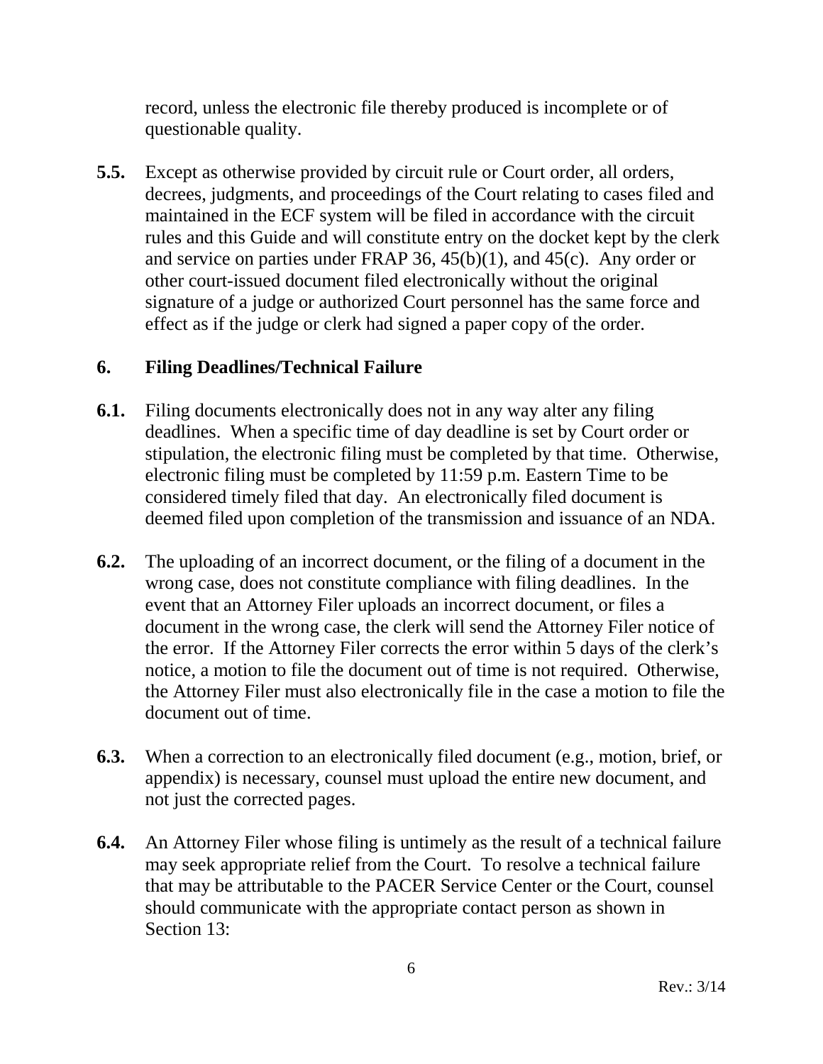record, unless the electronic file thereby produced is incomplete or of questionable quality.

**5.5.** Except as otherwise provided by circuit rule or Court order, all orders, decrees, judgments, and proceedings of the Court relating to cases filed and maintained in the ECF system will be filed in accordance with the circuit rules and this Guide and will constitute entry on the docket kept by the clerk and service on parties under FRAP 36, 45(b)(1), and 45(c). Any order or other court-issued document filed electronically without the original signature of a judge or authorized Court personnel has the same force and effect as if the judge or clerk had signed a paper copy of the order.

## 6. Filing Deadlines/Technical Failure

**6.1.** Filing documents electronically does not in any way alter any filing deadlines. When a specific time of day deadline is set by Court order or stipulation, the electronic filing must be completed by that time. Otherwise, electronic filing must be completed by 11:59 p.m. Eastern Time to be considered timely filed that day. An electronically filed document is deemed filed upon completion of the transmission and issuance of an NDA.

**6.2.** The uploading of an incorrect document, or the filing of a document in the wrong case, does not constitute compliance with filing deadlines. In the event that an Attorney Filer uploads an incorrect document, or files a document in the wrong case, the clerk will send the Attorney Filer notice of the error. If the Attorney Filer corrects the error within 5 days of the clerk's notice, a motion to file the document out of time is not required. Otherwise, the Attorney Filer must also electronically file in the case a motion to file the document out of time.

**6.3.** When a correction to an electronically filed document (e.g., motion, brief, or appendix) is necessary, counsel must upload the entire new document, and not just the corrected pages.

**6.4.** An Attorney Filer whose filing is untimely as the result of a technical failure may seek appropriate relief from the Court. To resolve a technical failure that may be attributable to the PACER Service Center or the Court, counsel should communicate with the appropriate contact person as shown in Section 13: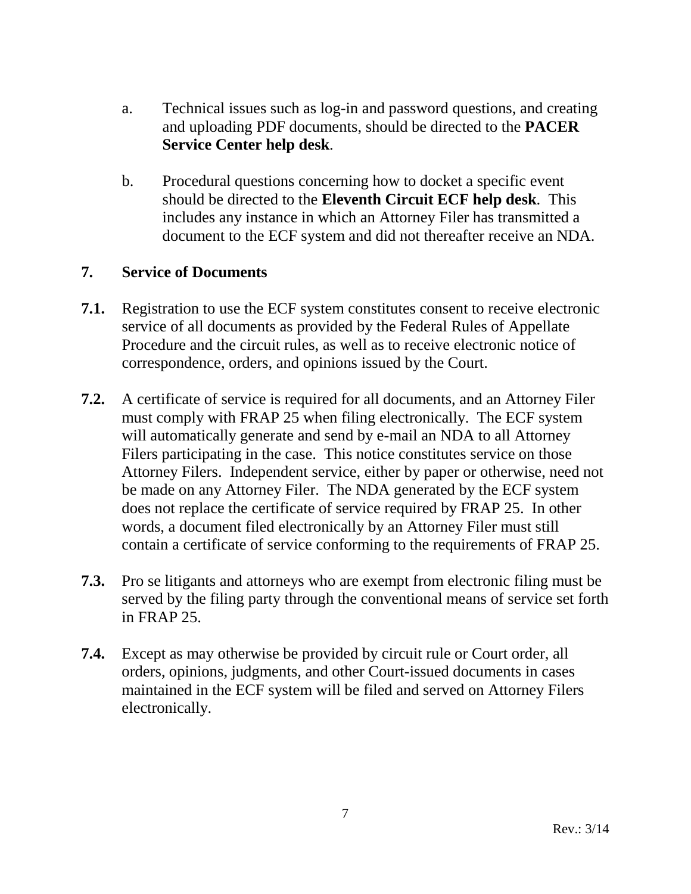a. Technical issues such as log-in and password questions, and creating and uploading PDF documents, should be directed to the **PACER Service Center help desk**.

b. Procedural questions concerning how to docket a specific event should be directed to the **Eleventh Circuit ECF help desk**. This includes any instance in which an Attorney Filer has transmitted a document to the ECF system and did not thereafter receive an NDA.

## 7. Service of Documents

**7.1.** Registration to use the ECF system constitutes consent to receive electronic service of all documents as provided by the Federal Rules of Appellate Procedure and the circuit rules, as well as to receive electronic notice of correspondence, orders, and opinions issued by the Court.

**7.2.** A certificate of service is required for all documents, and an Attorney Filer must comply with FRAP 25 when filing electronically. The ECF system will automatically generate and send by e-mail an NDA to all Attorney Filers participating in the case. This notice constitutes service on those Attorney Filers. Independent service, either by paper or otherwise, need not be made on any Attorney Filer. The NDA generated by the ECF system does not replace the certificate of service required by FRAP 25. In other words, a document filed electronically by an Attorney Filer must still contain a certificate of service conforming to the requirements of FRAP 25.

**7.3.** Pro se litigants and attorneys who are exempt from electronic filing must be served by the filing party through the conventional means of service set forth in FRAP 25.

**7.4.** Except as may otherwise be provided by circuit rule or Court order, all orders, opinions, judgments, and other Court-issued documents in cases maintained in the ECF system will be filed and served on Attorney Filers electronically.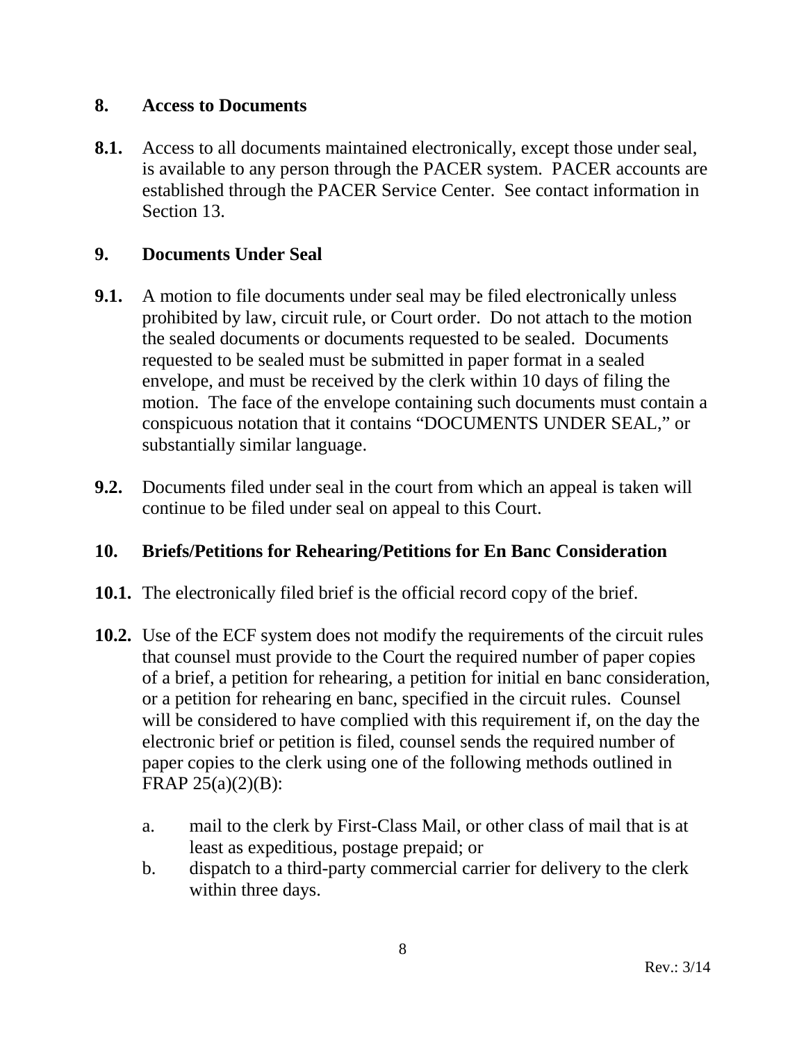## 8. Access to Documents

**8.1.** Access to all documents maintained electronically, except those under seal, is available to any person through the PACER system. PACER accounts are established through the PACER Service Center. See contact information in Section 13.

## 9. Documents Under Seal

**9.1.** A motion to file documents under seal may be filed electronically unless prohibited by law, circuit rule, or Court order. Do not attach to the motion the sealed documents or documents requested to be sealed. Documents requested to be sealed must be submitted in paper format in a sealed envelope, and must be received by the clerk within 10 days of filing the motion. The face of the envelope containing such documents must contain a conspicuous notation that it contains "DOCUMENTS UNDER SEAL," or substantially similar language.

**9.2.** Documents filed under seal in the court from which an appeal is taken will continue to be filed under seal on appeal to this Court.

## 10. Briefs/Petitions for Rehearing/Petitions for En Banc Consideration

**10.1.** The electronically filed brief is the official record copy of the brief.

**10.2.** Use of the ECF system does not modify the requirements of the circuit rules that counsel must provide to the Court the required number of paper copies of a brief, a petition for rehearing, a petition for initial en banc consideration, or a petition for rehearing en banc, specified in the circuit rules. Counsel will be considered to have complied with this requirement if, on the day the electronic brief or petition is filed, counsel sends the required number of paper copies to the clerk using one of the following methods outlined in FRAP 25(a)(2)(B):

a. mail to the clerk by First-Class Mail, or other class of mail that is at least as expeditious, postage prepaid; or
b. dispatch to a third-party commercial carrier for delivery to the clerk within three days.

Rev.: 3/14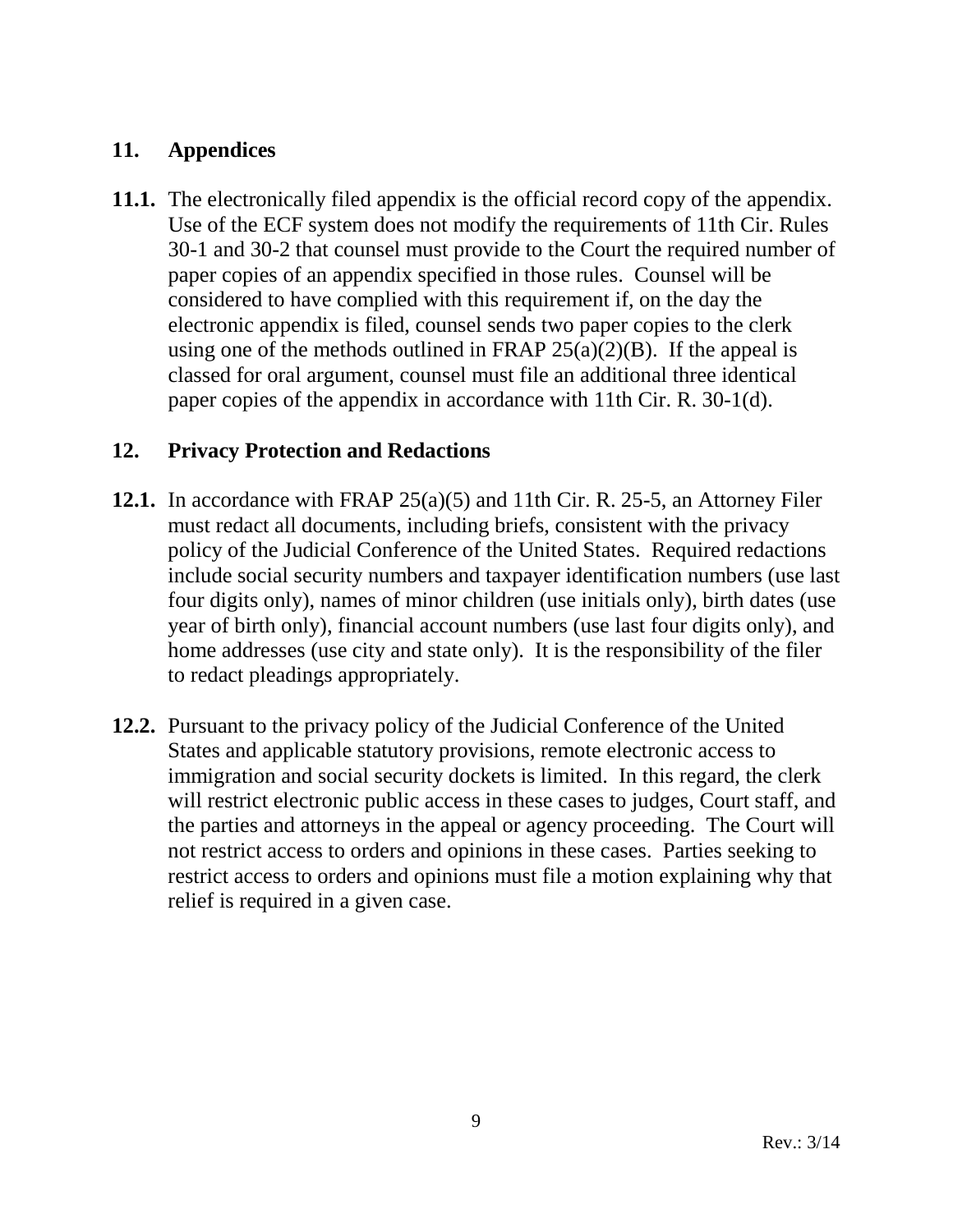## 11. Appendices

**11.1.** The electronically filed appendix is the official record copy of the appendix. Use of the ECF system does not modify the requirements of 11th Cir. Rules 30-1 and 30-2 that counsel must provide to the Court the required number of paper copies of an appendix specified in those rules. Counsel will be considered to have complied with this requirement if, on the day the electronic appendix is filed, counsel sends two paper copies to the clerk using one of the methods outlined in FRAP 25(a)(2)(B). If the appeal is classed for oral argument, counsel must file an additional three identical paper copies of the appendix in accordance with 11th Cir. R. 30-1(d).

## 12. Privacy Protection and Redactions

**12.1.** In accordance with FRAP 25(a)(5) and 11th Cir. R. 25-5, an Attorney Filer must redact all documents, including briefs, consistent with the privacy policy of the Judicial Conference of the United States. Required redactions include social security numbers and taxpayer identification numbers (use last four digits only), names of minor children (use initials only), birth dates (use year of birth only), financial account numbers (use last four digits only), and home addresses (use city and state only). It is the responsibility of the filer to redact pleadings appropriately.

**12.2.** Pursuant to the privacy policy of the Judicial Conference of the United States and applicable statutory provisions, remote electronic access to immigration and social security dockets is limited. In this regard, the clerk will restrict electronic public access in these cases to judges, Court staff, and the parties and attorneys in the appeal or agency proceeding. The Court will not restrict access to orders and opinions in these cases. Parties seeking to restrict access to orders and opinions must file a motion explaining why that relief is required in a given case.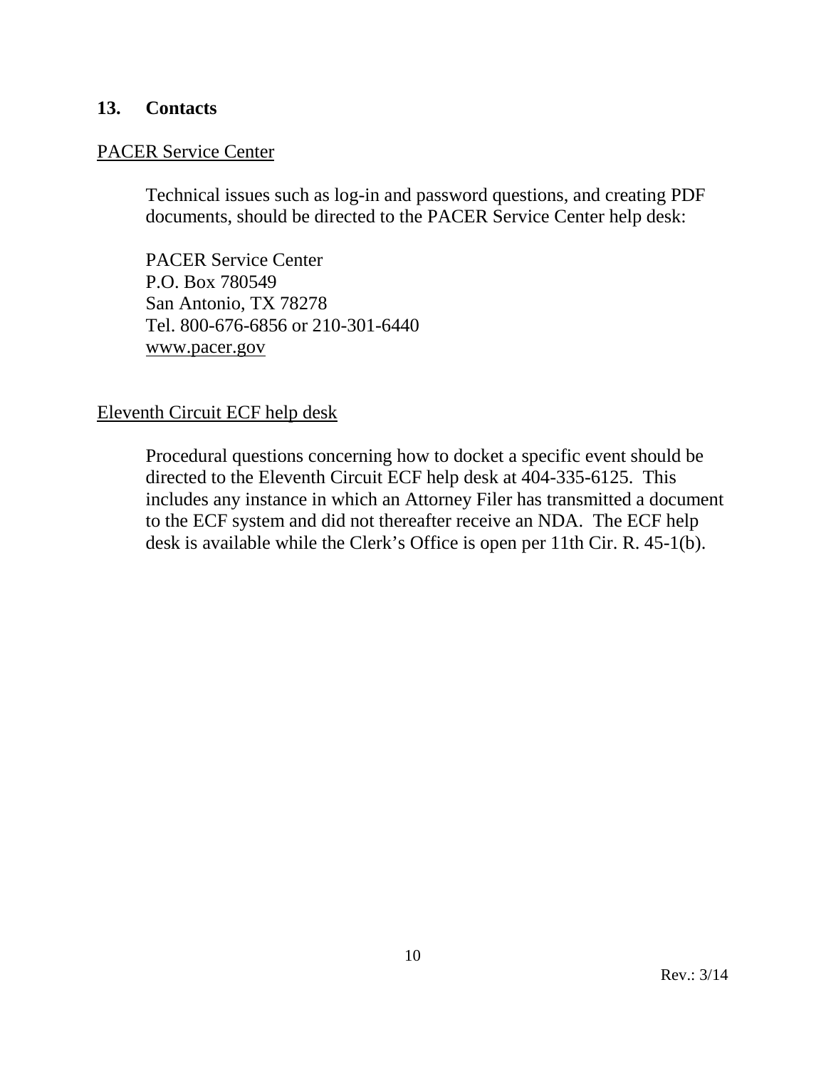## 13. Contacts

PACER Service Center

Technical issues such as log-in and password questions, and creating PDF documents, should be directed to the PACER Service Center help desk:

PACER Service Center
P.O. Box 780549
San Antonio, TX 78278
Tel. 800-676-6856 or 210-301-6440
www.pacer.gov

Eleventh Circuit ECF help desk

Procedural questions concerning how to docket a specific event should be directed to the Eleventh Circuit ECF help desk at 404-335-6125. This includes any instance in which an Attorney Filer has transmitted a document to the ECF system and did not thereafter receive an NDA. The ECF help desk is available while the Clerk's Office is open per 11th Cir. R. 45-1(b).

Rev.: 3/14